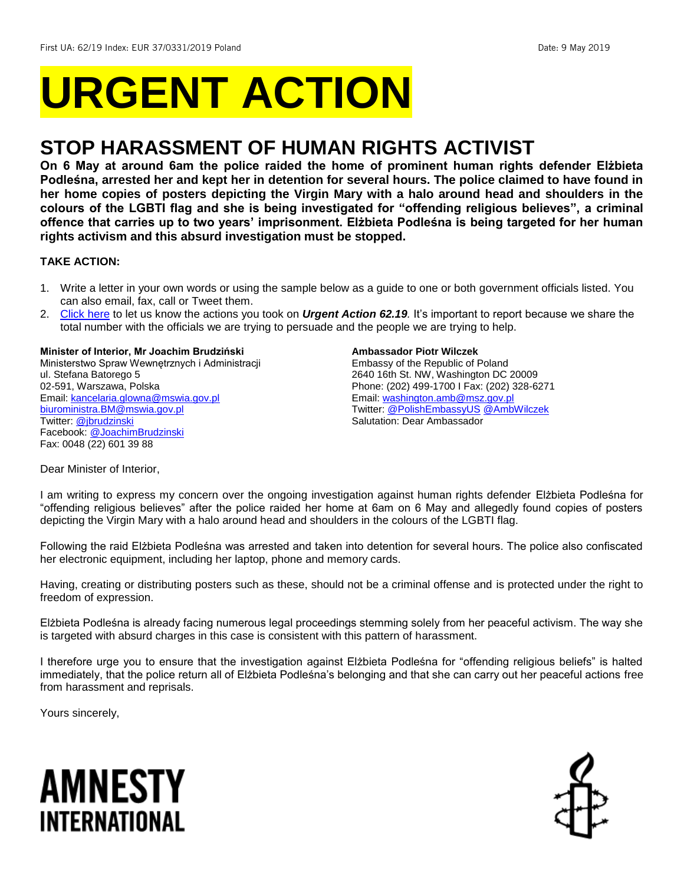First UA: 62/19 Index: EUR 37/0331/2019 Poland Date: 9 May 2019

# URGENT ACTION

## STOP HARASSMENT OF HUMAN RIGHTS ACTIVIST

**On 6 May at around 6am the police raided the home of prominent human rights defender Elżbieta Podleśna, arrested her and kept her in detention for several hours. The police claimed to have found in her home copies of posters depicting the Virgin Mary with a halo around head and shoulders in the colours of the LGBTI flag and she is being investigated for "offending religious believes", a criminal offence that carries up to two years' imprisonment. Elżbieta Podleśna is being targeted for her human rights activism and this absurd investigation must be stopped.**

**TAKE ACTION:**

1. Write a letter in your own words or using the sample below as a guide to one or both government officials listed. You can also email, fax, call or Tweet them.
2. Click here to let us know the actions you took on ***Urgent Action 62.19****.* It's important to report because we share the total number with the officials we are trying to persuade and the people we are trying to help.

**Minister of Interior, Mr Joachim Brudziński**
Ministerstwo Spraw Wewnętrznych i Administracji
ul. Stefana Batorego 5
02-591, Warszawa, Polska
Email: kancelaria.glowna@mswia.gov.pl
biuroministra.BM@mswia.gov.pl
Twitter: @jbrudzinski
Facebook: @JoachimBrudzinski
Fax: 0048 (22) 601 39 88

**Ambassador Piotr Wilczek**
Embassy of the Republic of Poland
2640 16th St. NW, Washington DC 20009
Phone: (202) 499-1700 I Fax: (202) 328-6271
Email: washington.amb@msz.gov.pl
Twitter: @PolishEmbassyUS @AmbWilczek
Salutation: Dear Ambassador

Dear Minister of Interior,

I am writing to express my concern over the ongoing investigation against human rights defender Elżbieta Podleśna for "offending religious believes" after the police raided her home at 6am on 6 May and allegedly found copies of posters depicting the Virgin Mary with a halo around head and shoulders in the colours of the LGBTI flag.

Following the raid Elżbieta Podleśna was arrested and taken into detention for several hours. The police also confiscated her electronic equipment, including her laptop, phone and memory cards.

Having, creating or distributing posters such as these, should not be a criminal offense and is protected under the right to freedom of expression.

Elżbieta Podleśna is already facing numerous legal proceedings stemming solely from her peaceful activism. The way she is targeted with absurd charges in this case is consistent with this pattern of harassment.

I therefore urge you to ensure that the investigation against Elżbieta Podleśna for "offending religious beliefs" is halted immediately, that the police return all of Elżbieta Podleśna's belonging and that she can carry out her peaceful actions free from harassment and reprisals.

Yours sincerely,

AMNESTY INTERNATIONAL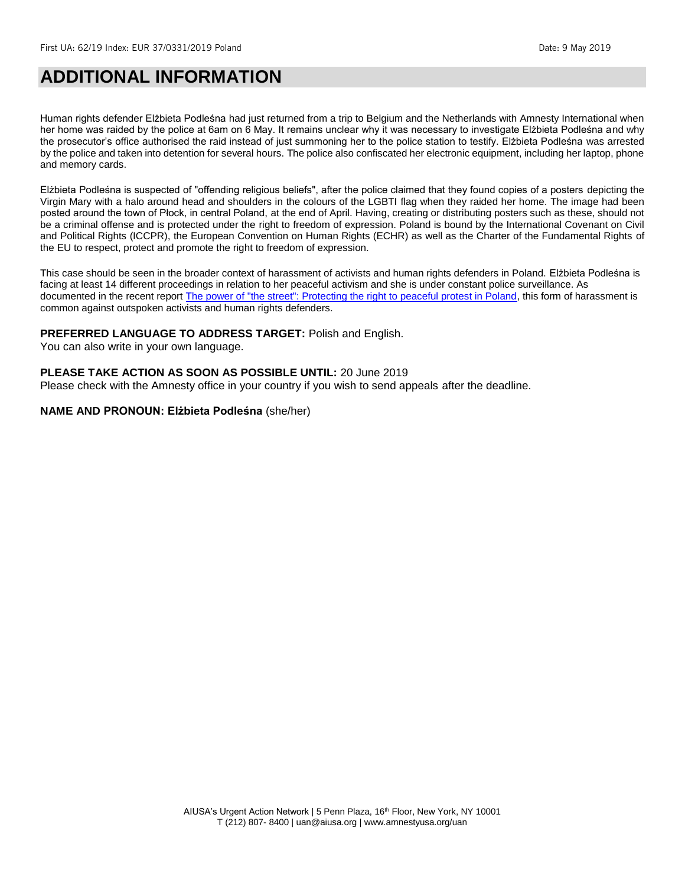# ADDITIONAL INFORMATION

Human rights defender Elżbieta Podleśna had just returned from a trip to Belgium and the Netherlands with Amnesty International when her home was raided by the police at 6am on 6 May. It remains unclear why it was necessary to investigate Elżbieta Podleśna and why the prosecutor's office authorised the raid instead of just summoning her to the police station to testify. Elżbieta Podleśna was arrested by the police and taken into detention for several hours. The police also confiscated her electronic equipment, including her laptop, phone and memory cards.

Elżbieta Podleśna is suspected of "offending religious beliefs", after the police claimed that they found copies of a posters depicting the Virgin Mary with a halo around head and shoulders in the colours of the LGBTI flag when they raided her home. The image had been posted around the town of Płock, in central Poland, at the end of April. Having, creating or distributing posters such as these, should not be a criminal offense and is protected under the right to freedom of expression. Poland is bound by the International Covenant on Civil and Political Rights (ICCPR), the European Convention on Human Rights (ECHR) as well as the Charter of the Fundamental Rights of the EU to respect, protect and promote the right to freedom of expression.

This case should be seen in the broader context of harassment of activists and human rights defenders in Poland. Elżbieta Podleśna is facing at least 14 different proceedings in relation to her peaceful activism and she is under constant police surveillance. As documented in the recent report The power of "the street": Protecting the right to peaceful protest in Poland, this form of harassment is common against outspoken activists and human rights defenders.

**PREFERRED LANGUAGE TO ADDRESS TARGET:** Polish and English.
You can also write in your own language.

**PLEASE TAKE ACTION AS SOON AS POSSIBLE UNTIL:** 20 June 2019
Please check with the Amnesty office in your country if you wish to send appeals after the deadline.

**NAME AND PRONOUN: Elżbieta Podleśna** (she/her)